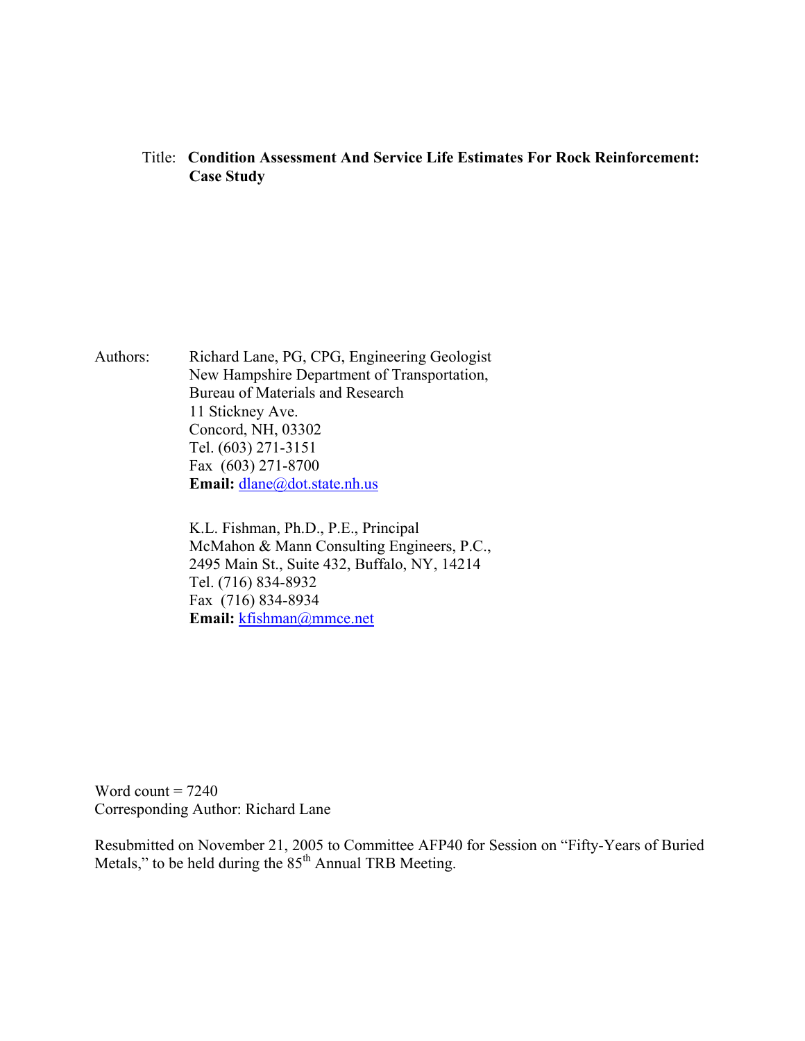Title: **Condition Assessment And Service Life Estimates For Rock Reinforcement: Case Study**

Authors: Richard Lane, PG, CPG, Engineering Geologist
New Hampshire Department of Transportation,
Bureau of Materials and Research
11 Stickney Ave.
Concord, NH, 03302
Tel. (603) 271-3151
Fax (603) 271-8700
**Email:** dlane@dot.state.nh.us

K.L. Fishman, Ph.D., P.E., Principal
McMahon & Mann Consulting Engineers, P.C.,
2495 Main St., Suite 432, Buffalo, NY, 14214
Tel. (716) 834-8932
Fax (716) 834-8934
**Email:** kfishman@mmce.net

Word count = 7240
Corresponding Author: Richard Lane

Resubmitted on November 21, 2005 to Committee AFP40 for Session on "Fifty-Years of Buried Metals," to be held during the 85th Annual TRB Meeting.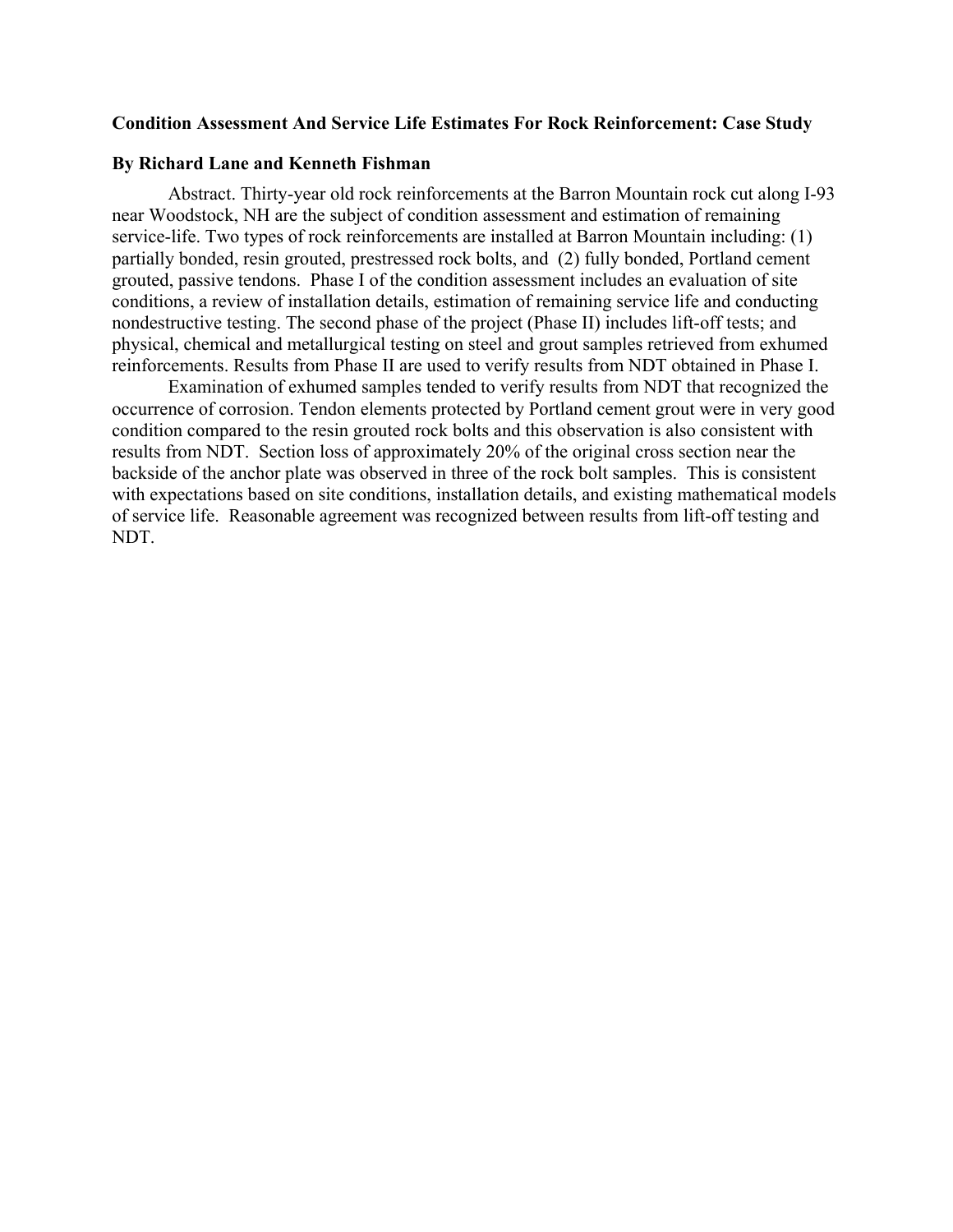**Condition Assessment And Service Life Estimates For Rock Reinforcement: Case Study**

**By Richard Lane and Kenneth Fishman**

Abstract. Thirty-year old rock reinforcements at the Barron Mountain rock cut along I-93 near Woodstock, NH are the subject of condition assessment and estimation of remaining service-life. Two types of rock reinforcements are installed at Barron Mountain including: (1) partially bonded, resin grouted, prestressed rock bolts, and (2) fully bonded, Portland cement grouted, passive tendons. Phase I of the condition assessment includes an evaluation of site conditions, a review of installation details, estimation of remaining service life and conducting nondestructive testing. The second phase of the project (Phase II) includes lift-off tests; and physical, chemical and metallurgical testing on steel and grout samples retrieved from exhumed reinforcements. Results from Phase II are used to verify results from NDT obtained in Phase I.

Examination of exhumed samples tended to verify results from NDT that recognized the occurrence of corrosion. Tendon elements protected by Portland cement grout were in very good condition compared to the resin grouted rock bolts and this observation is also consistent with results from NDT. Section loss of approximately 20% of the original cross section near the backside of the anchor plate was observed in three of the rock bolt samples. This is consistent with expectations based on site conditions, installation details, and existing mathematical models of service life. Reasonable agreement was recognized between results from lift-off testing and NDT.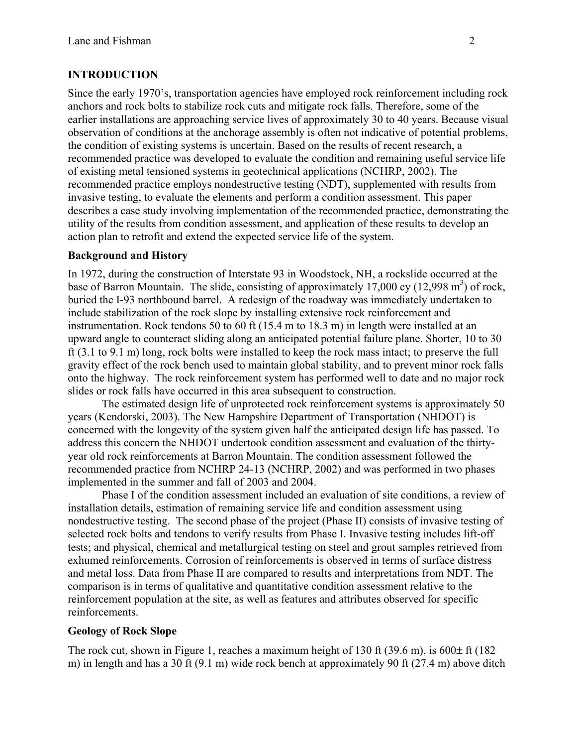## INTRODUCTION

Since the early 1970's, transportation agencies have employed rock reinforcement including rock anchors and rock bolts to stabilize rock cuts and mitigate rock falls. Therefore, some of the earlier installations are approaching service lives of approximately 30 to 40 years. Because visual observation of conditions at the anchorage assembly is often not indicative of potential problems, the condition of existing systems is uncertain. Based on the results of recent research, a recommended practice was developed to evaluate the condition and remaining useful service life of existing metal tensioned systems in geotechnical applications (NCHRP, 2002). The recommended practice employs nondestructive testing (NDT), supplemented with results from invasive testing, to evaluate the elements and perform a condition assessment. This paper describes a case study involving implementation of the recommended practice, demonstrating the utility of the results from condition assessment, and application of these results to develop an action plan to retrofit and extend the expected service life of the system.

### Background and History

In 1972, during the construction of Interstate 93 in Woodstock, NH, a rockslide occurred at the base of Barron Mountain. The slide, consisting of approximately 17,000 cy (12,998 $m^3$) of rock, buried the I-93 northbound barrel. A redesign of the roadway was immediately undertaken to include stabilization of the rock slope by installing extensive rock reinforcement and instrumentation. Rock tendons 50 to 60 ft (15.4 m to 18.3 m) in length were installed at an upward angle to counteract sliding along an anticipated potential failure plane. Shorter, 10 to 30 ft (3.1 to 9.1 m) long, rock bolts were installed to keep the rock mass intact; to preserve the full gravity effect of the rock bench used to maintain global stability, and to prevent minor rock falls onto the highway. The rock reinforcement system has performed well to date and no major rock slides or rock falls have occurred in this area subsequent to construction.

The estimated design life of unprotected rock reinforcement systems is approximately 50 years (Kendorski, 2003). The New Hampshire Department of Transportation (NHDOT) is concerned with the longevity of the system given half the anticipated design life has passed. To address this concern the NHDOT undertook condition assessment and evaluation of the thirty-year old rock reinforcements at Barron Mountain. The condition assessment followed the recommended practice from NCHRP 24-13 (NCHRP, 2002) and was performed in two phases implemented in the summer and fall of 2003 and 2004.

Phase I of the condition assessment included an evaluation of site conditions, a review of installation details, estimation of remaining service life and condition assessment using nondestructive testing. The second phase of the project (Phase II) consists of invasive testing of selected rock bolts and tendons to verify results from Phase I. Invasive testing includes lift-off tests; and physical, chemical and metallurgical testing on steel and grout samples retrieved from exhumed reinforcements. Corrosion of reinforcements is observed in terms of surface distress and metal loss. Data from Phase II are compared to results and interpretations from NDT. The comparison is in terms of qualitative and quantitative condition assessment relative to the reinforcement population at the site, as well as features and attributes observed for specific reinforcements.

### Geology of Rock Slope

The rock cut, shown in Figure 1, reaches a maximum height of 130 ft (39.6 m), is 600± ft (182 m) in length and has a 30 ft (9.1 m) wide rock bench at approximately 90 ft (27.4 m) above ditch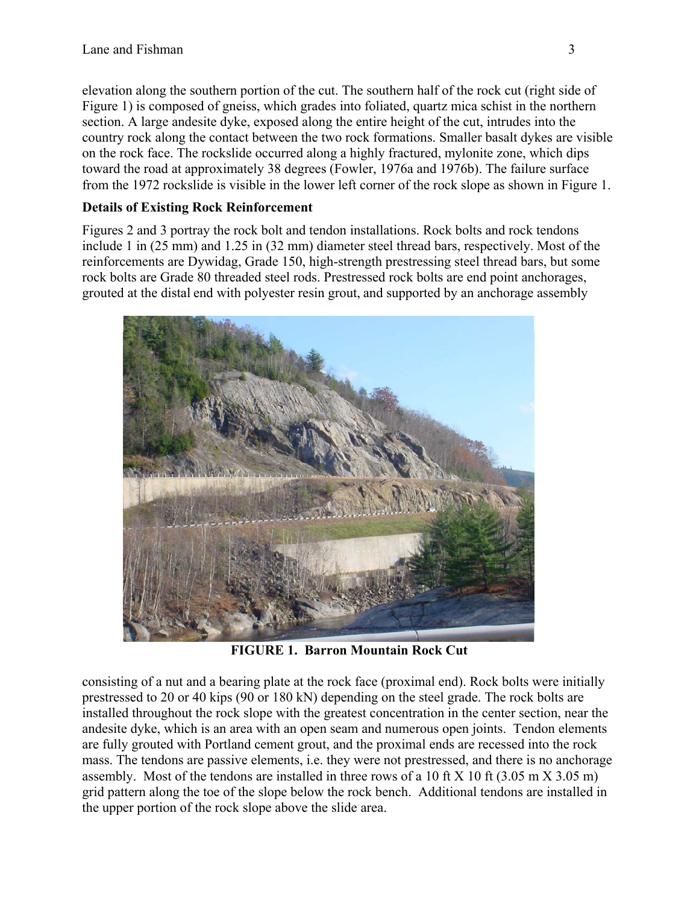elevation along the southern portion of the cut. The southern half of the rock cut (right side of Figure 1) is composed of gneiss, which grades into foliated, quartz mica schist in the northern section. A large andesite dyke, exposed along the entire height of the cut, intrudes into the country rock along the contact between the two rock formations. Smaller basalt dykes are visible on the rock face. The rockslide occurred along a highly fractured, mylonite zone, which dips toward the road at approximately 38 degrees (Fowler, 1976a and 1976b). The failure surface from the 1972 rockslide is visible in the lower left corner of the rock slope as shown in Figure 1.

**Details of Existing Rock Reinforcement**

Figures 2 and 3 portray the rock bolt and tendon installations. Rock bolts and rock tendons include 1 in (25 mm) and 1.25 in (32 mm) diameter steel thread bars, respectively. Most of the reinforcements are Dywidag, Grade 150, high-strength prestressing steel thread bars, but some rock bolts are Grade 80 threaded steel rods. Prestressed rock bolts are end point anchorages, grouted at the distal end with polyester resin grout, and supported by an anchorage assembly

**FIGURE 1. Barron Mountain Rock Cut**

consisting of a nut and a bearing plate at the rock face (proximal end). Rock bolts were initially prestressed to 20 or 40 kips (90 or 180 kN) depending on the steel grade. The rock bolts are installed throughout the rock slope with the greatest concentration in the center section, near the andesite dyke, which is an area with an open seam and numerous open joints. Tendon elements are fully grouted with Portland cement grout, and the proximal ends are recessed into the rock mass. The tendons are passive elements, i.e. they were not prestressed, and there is no anchorage assembly. Most of the tendons are installed in three rows of a 10 ft X 10 ft (3.05 m X 3.05 m) grid pattern along the toe of the slope below the rock bench. Additional tendons are installed in the upper portion of the rock slope above the slide area.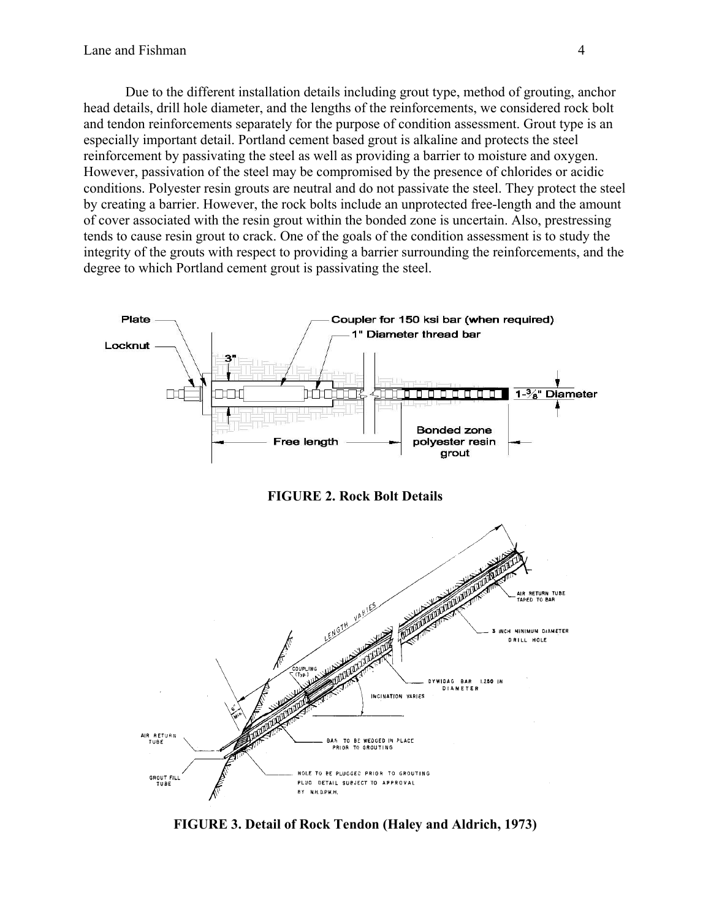Due to the different installation details including grout type, method of grouting, anchor head details, drill hole diameter, and the lengths of the reinforcements, we considered rock bolt and tendon reinforcements separately for the purpose of condition assessment. Grout type is an especially important detail. Portland cement based grout is alkaline and protects the steel reinforcement by passivating the steel as well as providing a barrier to moisture and oxygen. However, passivation of the steel may be compromised by the presence of chlorides or acidic conditions. Polyester resin grouts are neutral and do not passivate the steel. They protect the steel by creating a barrier. However, the rock bolts include an unprotected free-length and the amount of cover associated with the resin grout within the bonded zone is uncertain. Also, prestressing tends to cause resin grout to crack. One of the goals of the condition assessment is to study the integrity of the grouts with respect to providing a barrier surrounding the reinforcements, and the degree to which Portland cement grout is passivating the steel.

**FIGURE 2. Rock Bolt Details**

**FIGURE 3. Detail of Rock Tendon (Haley and Aldrich, 1973)**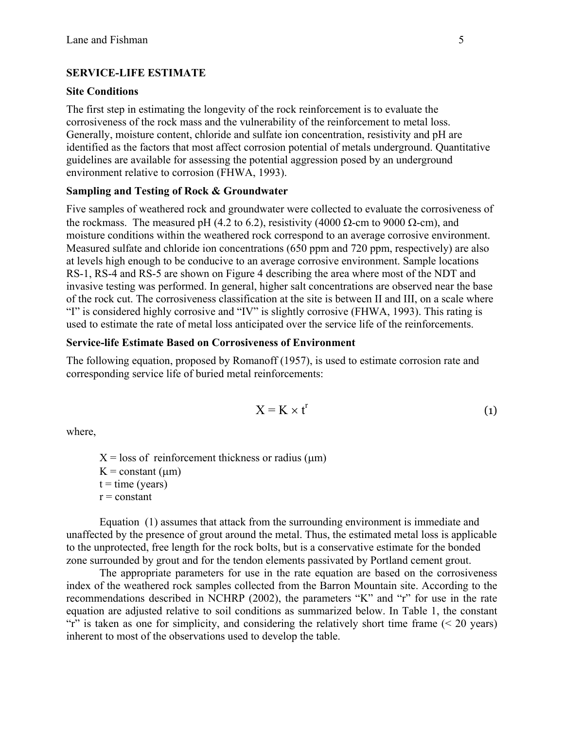## SERVICE-LIFE ESTIMATE

### Site Conditions

The first step in estimating the longevity of the rock reinforcement is to evaluate the corrosiveness of the rock mass and the vulnerability of the reinforcement to metal loss. Generally, moisture content, chloride and sulfate ion concentration, resistivity and pH are identified as the factors that most affect corrosion potential of metals underground. Quantitative guidelines are available for assessing the potential aggression posed by an underground environment relative to corrosion (FHWA, 1993).

### Sampling and Testing of Rock & Groundwater

Five samples of weathered rock and groundwater were collected to evaluate the corrosiveness of the rockmass. The measured pH (4.2 to 6.2), resistivity (4000 Ω-cm to 9000 Ω-cm), and moisture conditions within the weathered rock correspond to an average corrosive environment. Measured sulfate and chloride ion concentrations (650 ppm and 720 ppm, respectively) are also at levels high enough to be conducive to an average corrosive environment. Sample locations RS-1, RS-4 and RS-5 are shown on Figure 4 describing the area where most of the NDT and invasive testing was performed. In general, higher salt concentrations are observed near the base of the rock cut. The corrosiveness classification at the site is between II and III, on a scale where "I" is considered highly corrosive and "IV" is slightly corrosive (FHWA, 1993). This rating is used to estimate the rate of metal loss anticipated over the service life of the reinforcements.

### Service-life Estimate Based on Corrosiveness of Environment

The following equation, proposed by Romanoff (1957), is used to estimate corrosion rate and corresponding service life of buried metal reinforcements:

$$X = K \times t^{r} \tag{1}$$

where,

$X$ = loss of reinforcement thickness or radius (μm)
$K$ = constant (μm)
$t$ = time (years)
$r$ = constant

Equation (1) assumes that attack from the surrounding environment is immediate and unaffected by the presence of grout around the metal. Thus, the estimated metal loss is applicable to the unprotected, free length for the rock bolts, but is a conservative estimate for the bonded zone surrounded by grout and for the tendon elements passivated by Portland cement grout.

The appropriate parameters for use in the rate equation are based on the corrosiveness index of the weathered rock samples collected from the Barron Mountain site. According to the recommendations described in NCHRP (2002), the parameters "K" and "r" for use in the rate equation are adjusted relative to soil conditions as summarized below. In Table 1, the constant "r" is taken as one for simplicity, and considering the relatively short time frame (< 20 years) inherent to most of the observations used to develop the table.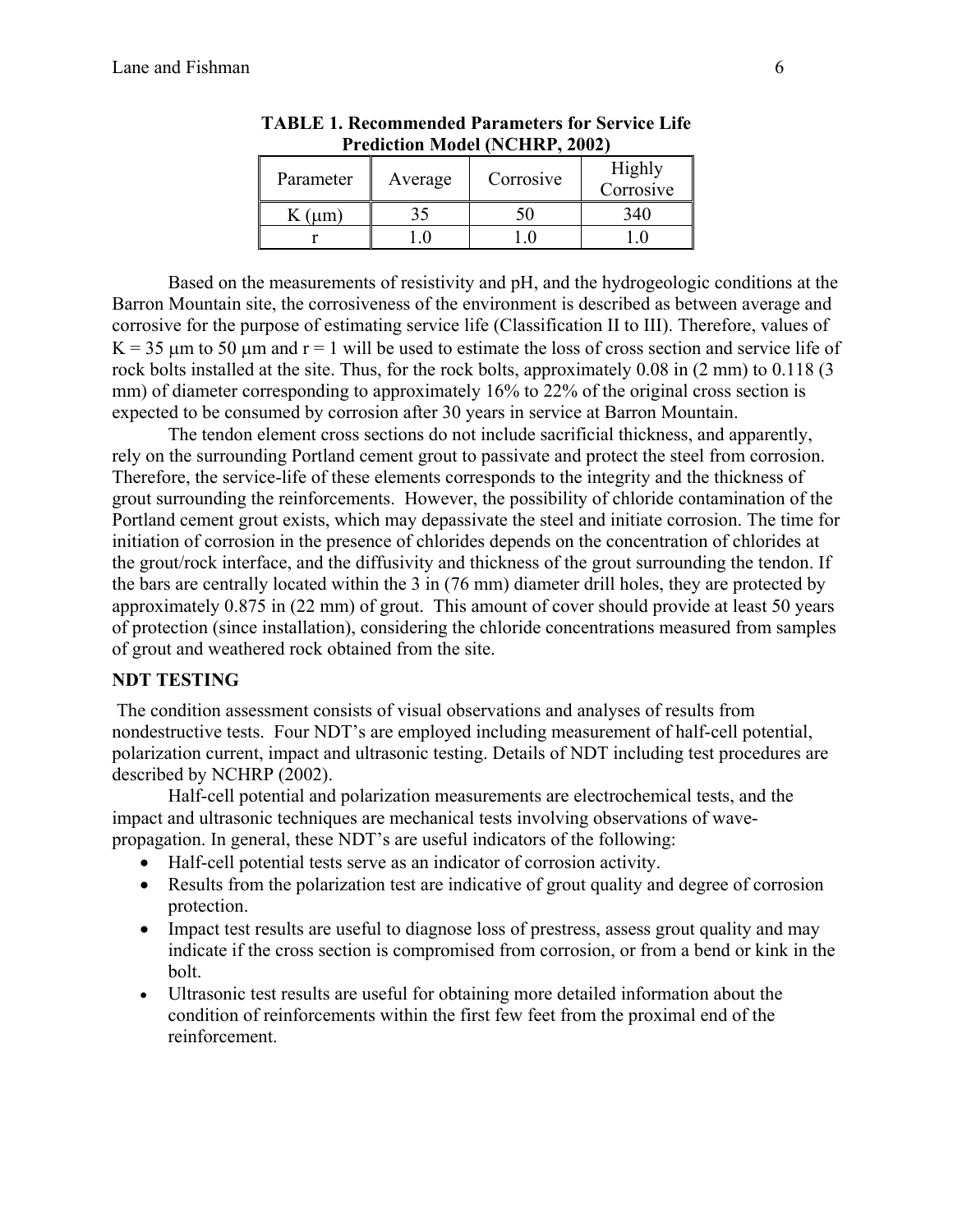**TABLE 1. Recommended Parameters for Service Life Prediction Model (NCHRP, 2002)**

| Parameter | Average | Corrosive | Highly Corrosive |
|---|---|---|---|
| K (μm) | 35 | 50 | 340 |
| r | 1.0 | 1.0 | 1.0 |

Based on the measurements of resistivity and pH, and the hydrogeologic conditions at the Barron Mountain site, the corrosiveness of the environment is described as between average and corrosive for the purpose of estimating service life (Classification II to III). Therefore, values of K = 35 μm to 50 μm and r = 1 will be used to estimate the loss of cross section and service life of rock bolts installed at the site. Thus, for the rock bolts, approximately 0.08 in (2 mm) to 0.118 (3 mm) of diameter corresponding to approximately 16% to 22% of the original cross section is expected to be consumed by corrosion after 30 years in service at Barron Mountain.

The tendon element cross sections do not include sacrificial thickness, and apparently, rely on the surrounding Portland cement grout to passivate and protect the steel from corrosion. Therefore, the service-life of these elements corresponds to the integrity and the thickness of grout surrounding the reinforcements. However, the possibility of chloride contamination of the Portland cement grout exists, which may depassivate the steel and initiate corrosion. The time for initiation of corrosion in the presence of chlorides depends on the concentration of chlorides at the grout/rock interface, and the diffusivity and thickness of the grout surrounding the tendon. If the bars are centrally located within the 3 in (76 mm) diameter drill holes, they are protected by approximately 0.875 in (22 mm) of grout. This amount of cover should provide at least 50 years of protection (since installation), considering the chloride concentrations measured from samples of grout and weathered rock obtained from the site.

## NDT TESTING

The condition assessment consists of visual observations and analyses of results from nondestructive tests. Four NDT's are employed including measurement of half-cell potential, polarization current, impact and ultrasonic testing. Details of NDT including test procedures are described by NCHRP (2002).

Half-cell potential and polarization measurements are electrochemical tests, and the impact and ultrasonic techniques are mechanical tests involving observations of wave-propagation. In general, these NDT's are useful indicators of the following:

- Half-cell potential tests serve as an indicator of corrosion activity.
- Results from the polarization test are indicative of grout quality and degree of corrosion protection.
- Impact test results are useful to diagnose loss of prestress, assess grout quality and may indicate if the cross section is compromised from corrosion, or from a bend or kink in the bolt.
- Ultrasonic test results are useful for obtaining more detailed information about the condition of reinforcements within the first few feet from the proximal end of the reinforcement.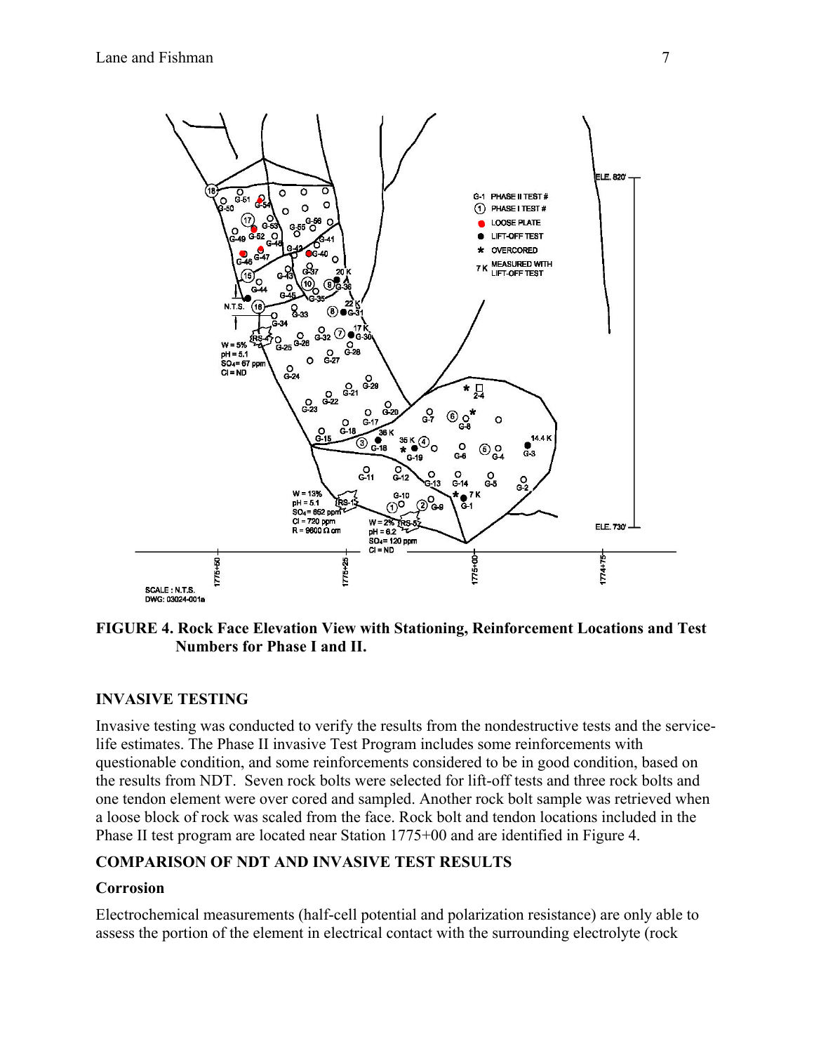**FIGURE 4. Rock Face Elevation View with Stationing, Reinforcement Locations and Test Numbers for Phase I and II.**

## INVASIVE TESTING

Invasive testing was conducted to verify the results from the nondestructive tests and the service-life estimates. The Phase II invasive Test Program includes some reinforcements with questionable condition, and some reinforcements considered to be in good condition, based on the results from NDT. Seven rock bolts were selected for lift-off tests and three rock bolts and one tendon element were over cored and sampled. Another rock bolt sample was retrieved when a loose block of rock was scaled from the face. Rock bolt and tendon locations included in the Phase II test program are located near Station 1775+00 and are identified in Figure 4.

## COMPARISON OF NDT AND INVASIVE TEST RESULTS

### Corrosion

Electrochemical measurements (half-cell potential and polarization resistance) are only able to assess the portion of the element in electrical contact with the surrounding electrolyte (rock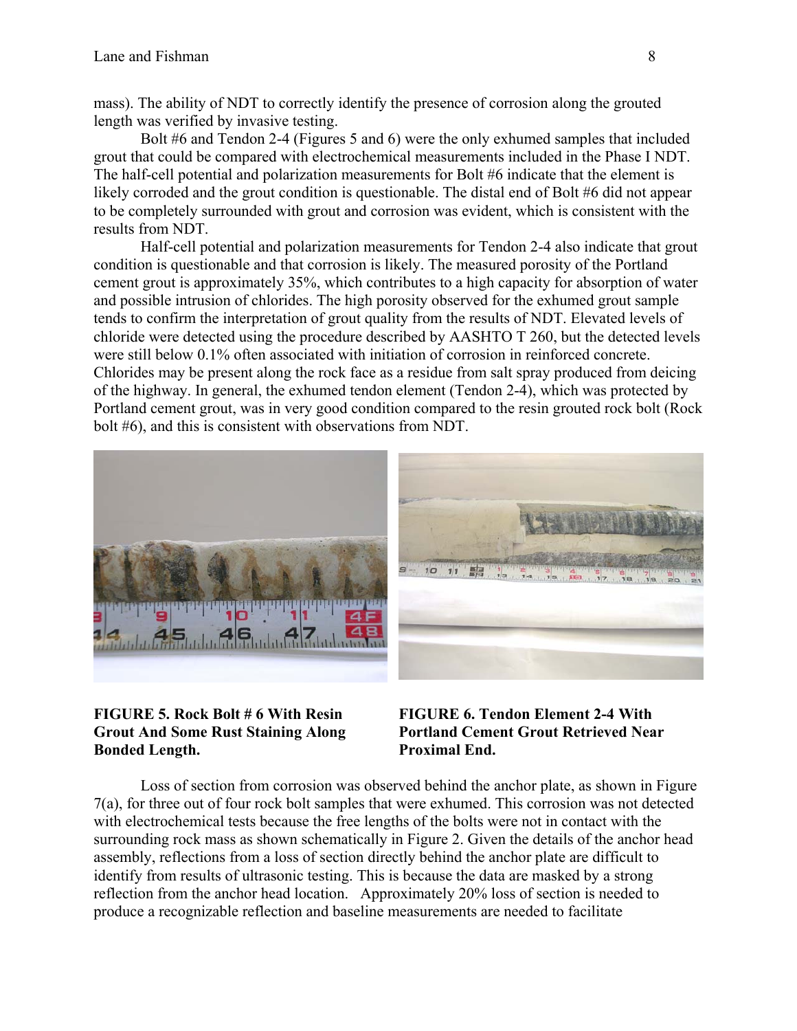mass). The ability of NDT to correctly identify the presence of corrosion along the grouted length was verified by invasive testing.

Bolt #6 and Tendon 2-4 (Figures 5 and 6) were the only exhumed samples that included grout that could be compared with electrochemical measurements included in the Phase I NDT. The half-cell potential and polarization measurements for Bolt #6 indicate that the element is likely corroded and the grout condition is questionable. The distal end of Bolt #6 did not appear to be completely surrounded with grout and corrosion was evident, which is consistent with the results from NDT.

Half-cell potential and polarization measurements for Tendon 2-4 also indicate that grout condition is questionable and that corrosion is likely. The measured porosity of the Portland cement grout is approximately 35%, which contributes to a high capacity for absorption of water and possible intrusion of chlorides. The high porosity observed for the exhumed grout sample tends to confirm the interpretation of grout quality from the results of NDT. Elevated levels of chloride were detected using the procedure described by AASHTO T 260, but the detected levels were still below 0.1% often associated with initiation of corrosion in reinforced concrete. Chlorides may be present along the rock face as a residue from salt spray produced from deicing of the highway. In general, the exhumed tendon element (Tendon 2-4), which was protected by Portland cement grout, was in very good condition compared to the resin grouted rock bolt (Rock bolt #6), and this is consistent with observations from NDT.

**FIGURE 5. Rock Bolt # 6 With Resin Grout And Some Rust Staining Along Bonded Length.**

**FIGURE 6. Tendon Element 2-4 With Portland Cement Grout Retrieved Near Proximal End.**

Loss of section from corrosion was observed behind the anchor plate, as shown in Figure 7(a), for three out of four rock bolt samples that were exhumed. This corrosion was not detected with electrochemical tests because the free lengths of the bolts were not in contact with the surrounding rock mass as shown schematically in Figure 2. Given the details of the anchor head assembly, reflections from a loss of section directly behind the anchor plate are difficult to identify from results of ultrasonic testing. This is because the data are masked by a strong reflection from the anchor head location. Approximately 20% loss of section is needed to produce a recognizable reflection and baseline measurements are needed to facilitate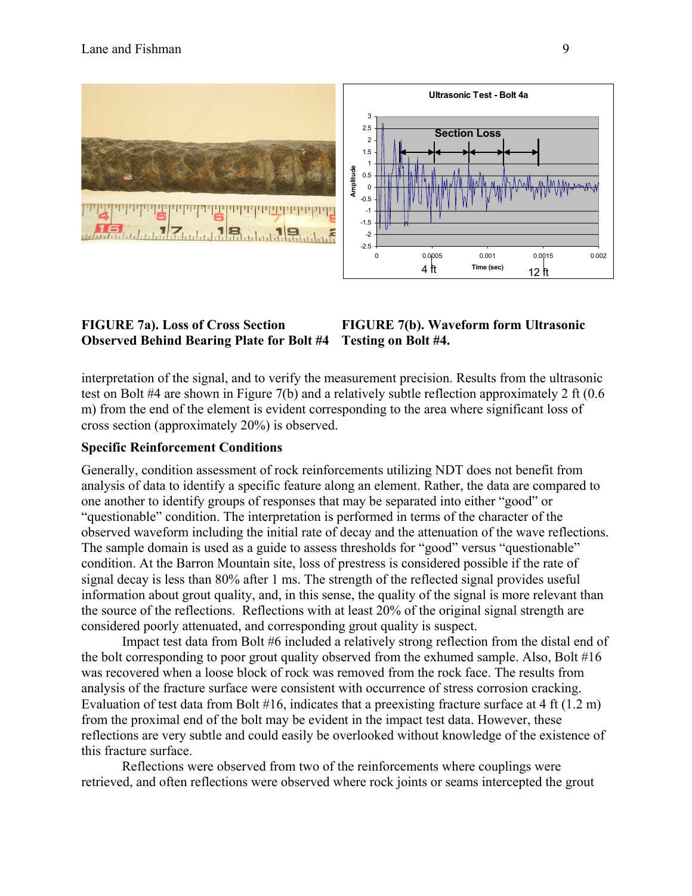**FIGURE 7a). Loss of Cross Section Observed Behind Bearing Plate for Bolt #4**

**FIGURE 7(b). Waveform form Ultrasonic Testing on Bolt #4.**

interpretation of the signal, and to verify the measurement precision. Results from the ultrasonic test on Bolt #4 are shown in Figure 7(b) and a relatively subtle reflection approximately 2 ft (0.6 m) from the end of the element is evident corresponding to the area where significant loss of cross section (approximately 20%) is observed.

**Specific Reinforcement Conditions**

Generally, condition assessment of rock reinforcements utilizing NDT does not benefit from analysis of data to identify a specific feature along an element. Rather, the data are compared to one another to identify groups of responses that may be separated into either "good" or "questionable" condition. The interpretation is performed in terms of the character of the observed waveform including the initial rate of decay and the attenuation of the wave reflections. The sample domain is used as a guide to assess thresholds for "good" versus "questionable" condition. At the Barron Mountain site, loss of prestress is considered possible if the rate of signal decay is less than 80% after 1 ms. The strength of the reflected signal provides useful information about grout quality, and, in this sense, the quality of the signal is more relevant than the source of the reflections. Reflections with at least 20% of the original signal strength are considered poorly attenuated, and corresponding grout quality is suspect.

Impact test data from Bolt #6 included a relatively strong reflection from the distal end of the bolt corresponding to poor grout quality observed from the exhumed sample. Also, Bolt #16 was recovered when a loose block of rock was removed from the rock face. The results from analysis of the fracture surface were consistent with occurrence of stress corrosion cracking. Evaluation of test data from Bolt #16, indicates that a preexisting fracture surface at 4 ft (1.2 m) from the proximal end of the bolt may be evident in the impact test data. However, these reflections are very subtle and could easily be overlooked without knowledge of the existence of this fracture surface.

Reflections were observed from two of the reinforcements where couplings were retrieved, and often reflections were observed where rock joints or seams intercepted the grout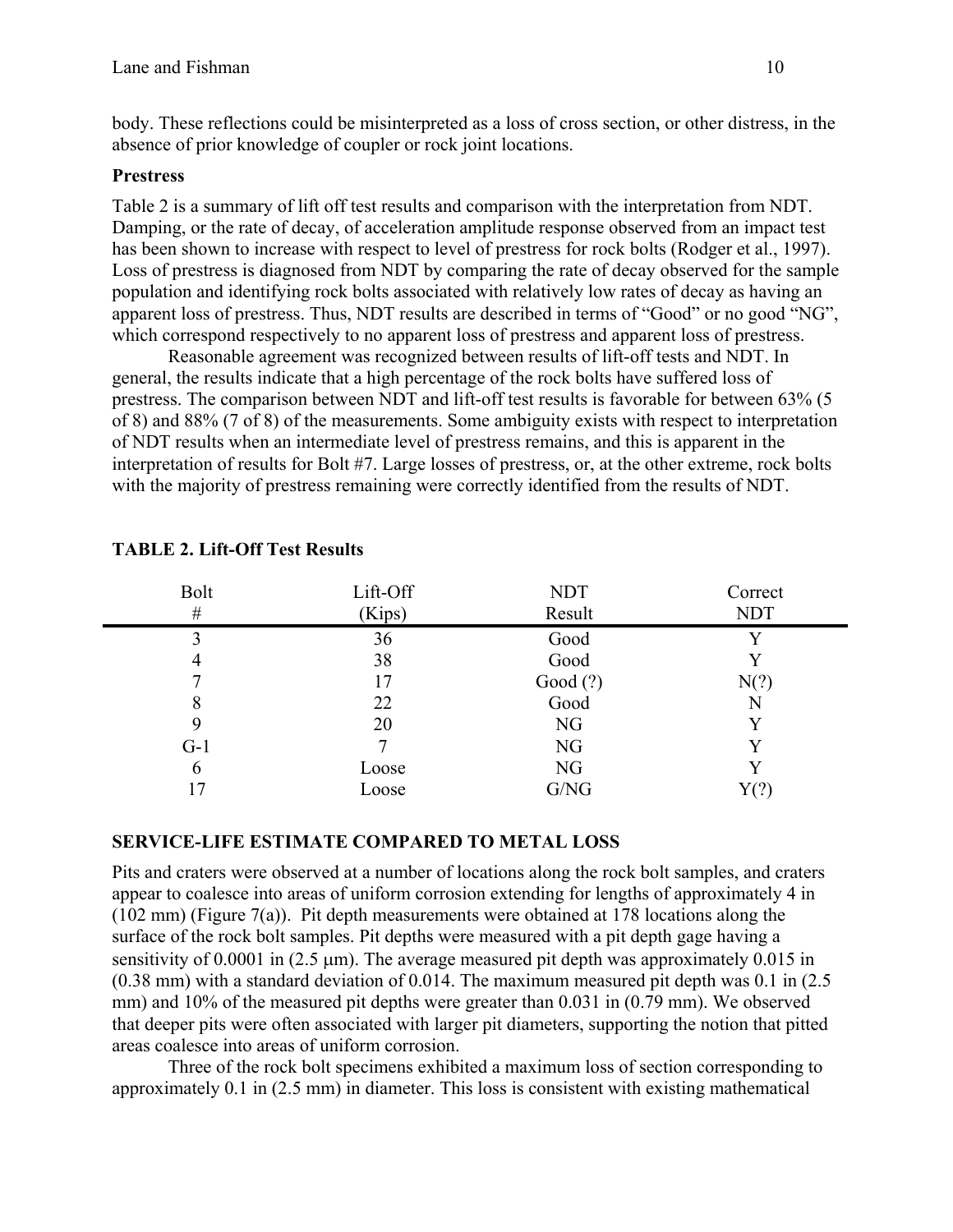body. These reflections could be misinterpreted as a loss of cross section, or other distress, in the absence of prior knowledge of coupler or rock joint locations.

### Prestress

Table 2 is a summary of lift off test results and comparison with the interpretation from NDT. Damping, or the rate of decay, of acceleration amplitude response observed from an impact test has been shown to increase with respect to level of prestress for rock bolts (Rodger et al., 1997). Loss of prestress is diagnosed from NDT by comparing the rate of decay observed for the sample population and identifying rock bolts associated with relatively low rates of decay as having an apparent loss of prestress. Thus, NDT results are described in terms of "Good" or no good "NG", which correspond respectively to no apparent loss of prestress and apparent loss of prestress.

Reasonable agreement was recognized between results of lift-off tests and NDT. In general, the results indicate that a high percentage of the rock bolts have suffered loss of prestress. The comparison between NDT and lift-off test results is favorable for between 63% (5 of 8) and 88% (7 of 8) of the measurements. Some ambiguity exists with respect to interpretation of NDT results when an intermediate level of prestress remains, and this is apparent in the interpretation of results for Bolt #7. Large losses of prestress, or, at the other extreme, rock bolts with the majority of prestress remaining were correctly identified from the results of NDT.

**TABLE 2. Lift-Off Test Results**

| Bolt # | Lift-Off (Kips) | NDT Result | Correct NDT |
|---|---|---|---|
| 3 | 36 | Good | Y |
| 4 | 38 | Good | Y |
| 7 | 17 | Good (?) | N(?) |
| 8 | 22 | Good | N |
| 9 | 20 | NG | Y |
| G-1 | 7 | NG | Y |
| 6 | Loose | NG | Y |
| 17 | Loose | G/NG | Y(?) |

## SERVICE-LIFE ESTIMATE COMPARED TO METAL LOSS

Pits and craters were observed at a number of locations along the rock bolt samples, and craters appear to coalesce into areas of uniform corrosion extending for lengths of approximately 4 in (102 mm) (Figure 7(a)). Pit depth measurements were obtained at 178 locations along the surface of the rock bolt samples. Pit depths were measured with a pit depth gage having a sensitivity of 0.0001 in (2.5 μm). The average measured pit depth was approximately 0.015 in (0.38 mm) with a standard deviation of 0.014. The maximum measured pit depth was 0.1 in (2.5 mm) and 10% of the measured pit depths were greater than 0.031 in (0.79 mm). We observed that deeper pits were often associated with larger pit diameters, supporting the notion that pitted areas coalesce into areas of uniform corrosion.

Three of the rock bolt specimens exhibited a maximum loss of section corresponding to approximately 0.1 in (2.5 mm) in diameter. This loss is consistent with existing mathematical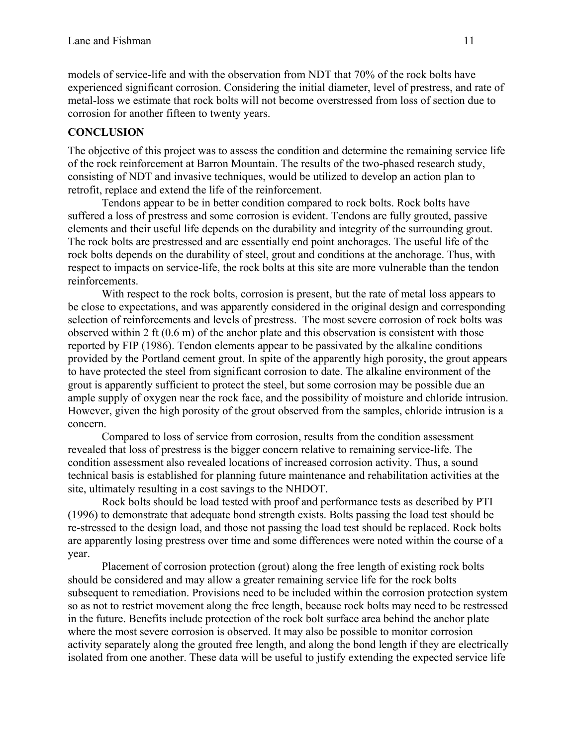models of service-life and with the observation from NDT that 70% of the rock bolts have experienced significant corrosion. Considering the initial diameter, level of prestress, and rate of metal-loss we estimate that rock bolts will not become overstressed from loss of section due to corrosion for another fifteen to twenty years.

## CONCLUSION

The objective of this project was to assess the condition and determine the remaining service life of the rock reinforcement at Barron Mountain. The results of the two-phased research study, consisting of NDT and invasive techniques, would be utilized to develop an action plan to retrofit, replace and extend the life of the reinforcement.

Tendons appear to be in better condition compared to rock bolts. Rock bolts have suffered a loss of prestress and some corrosion is evident. Tendons are fully grouted, passive elements and their useful life depends on the durability and integrity of the surrounding grout. The rock bolts are prestressed and are essentially end point anchorages. The useful life of the rock bolts depends on the durability of steel, grout and conditions at the anchorage. Thus, with respect to impacts on service-life, the rock bolts at this site are more vulnerable than the tendon reinforcements.

With respect to the rock bolts, corrosion is present, but the rate of metal loss appears to be close to expectations, and was apparently considered in the original design and corresponding selection of reinforcements and levels of prestress. The most severe corrosion of rock bolts was observed within 2 ft (0.6 m) of the anchor plate and this observation is consistent with those reported by FIP (1986). Tendon elements appear to be passivated by the alkaline conditions provided by the Portland cement grout. In spite of the apparently high porosity, the grout appears to have protected the steel from significant corrosion to date. The alkaline environment of the grout is apparently sufficient to protect the steel, but some corrosion may be possible due an ample supply of oxygen near the rock face, and the possibility of moisture and chloride intrusion. However, given the high porosity of the grout observed from the samples, chloride intrusion is a concern.

Compared to loss of service from corrosion, results from the condition assessment revealed that loss of prestress is the bigger concern relative to remaining service-life. The condition assessment also revealed locations of increased corrosion activity. Thus, a sound technical basis is established for planning future maintenance and rehabilitation activities at the site, ultimately resulting in a cost savings to the NHDOT.

Rock bolts should be load tested with proof and performance tests as described by PTI (1996) to demonstrate that adequate bond strength exists. Bolts passing the load test should be re-stressed to the design load, and those not passing the load test should be replaced. Rock bolts are apparently losing prestress over time and some differences were noted within the course of a year.

Placement of corrosion protection (grout) along the free length of existing rock bolts should be considered and may allow a greater remaining service life for the rock bolts subsequent to remediation. Provisions need to be included within the corrosion protection system so as not to restrict movement along the free length, because rock bolts may need to be restressed in the future. Benefits include protection of the rock bolt surface area behind the anchor plate where the most severe corrosion is observed. It may also be possible to monitor corrosion activity separately along the grouted free length, and along the bond length if they are electrically isolated from one another. These data will be useful to justify extending the expected service life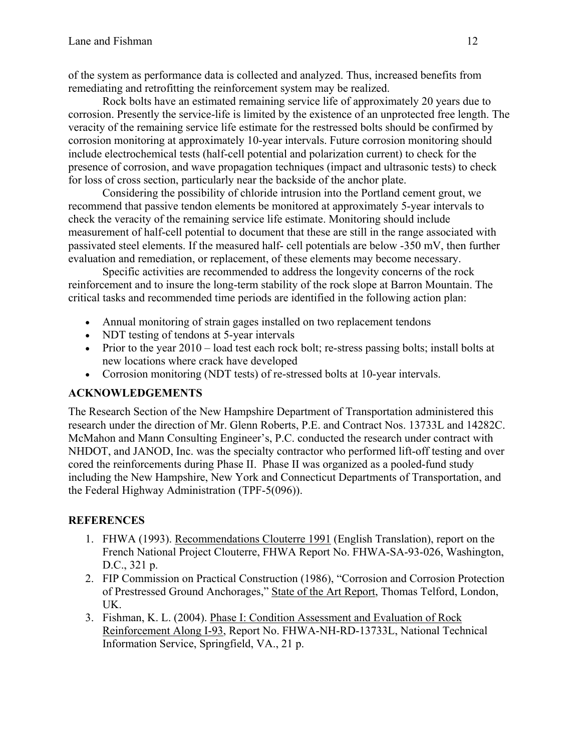of the system as performance data is collected and analyzed. Thus, increased benefits from remediating and retrofitting the reinforcement system may be realized.

Rock bolts have an estimated remaining service life of approximately 20 years due to corrosion. Presently the service-life is limited by the existence of an unprotected free length. The veracity of the remaining service life estimate for the restressed bolts should be confirmed by corrosion monitoring at approximately 10-year intervals. Future corrosion monitoring should include electrochemical tests (half-cell potential and polarization current) to check for the presence of corrosion, and wave propagation techniques (impact and ultrasonic tests) to check for loss of cross section, particularly near the backside of the anchor plate.

Considering the possibility of chloride intrusion into the Portland cement grout, we recommend that passive tendon elements be monitored at approximately 5-year intervals to check the veracity of the remaining service life estimate. Monitoring should include measurement of half-cell potential to document that these are still in the range associated with passivated steel elements. If the measured half- cell potentials are below -350 mV, then further evaluation and remediation, or replacement, of these elements may become necessary.

Specific activities are recommended to address the longevity concerns of the rock reinforcement and to insure the long-term stability of the rock slope at Barron Mountain. The critical tasks and recommended time periods are identified in the following action plan:

- Annual monitoring of strain gages installed on two replacement tendons
- NDT testing of tendons at 5-year intervals
- Prior to the year 2010 – load test each rock bolt; re-stress passing bolts; install bolts at new locations where crack have developed
- Corrosion monitoring (NDT tests) of re-stressed bolts at 10-year intervals.

## ACKNOWLEDGEMENTS

The Research Section of the New Hampshire Department of Transportation administered this research under the direction of Mr. Glenn Roberts, P.E. and Contract Nos. 13733L and 14282C. McMahon and Mann Consulting Engineer's, P.C. conducted the research under contract with NHDOT, and JANOD, Inc. was the specialty contractor who performed lift-off testing and over cored the reinforcements during Phase II. Phase II was organized as a pooled-fund study including the New Hampshire, New York and Connecticut Departments of Transportation, and the Federal Highway Administration (TPF-5(096)).

## REFERENCES

1. FHWA (1993). Recommendations Clouterre 1991 (English Translation), report on the French National Project Clouterre, FHWA Report No. FHWA-SA-93-026, Washington, D.C., 321 p.
2. FIP Commission on Practical Construction (1986), "Corrosion and Corrosion Protection of Prestressed Ground Anchorages," State of the Art Report, Thomas Telford, London, UK.
3. Fishman, K. L. (2004). Phase I: Condition Assessment and Evaluation of Rock Reinforcement Along I-93, Report No. FHWA-NH-RD-13733L, National Technical Information Service, Springfield, VA., 21 p.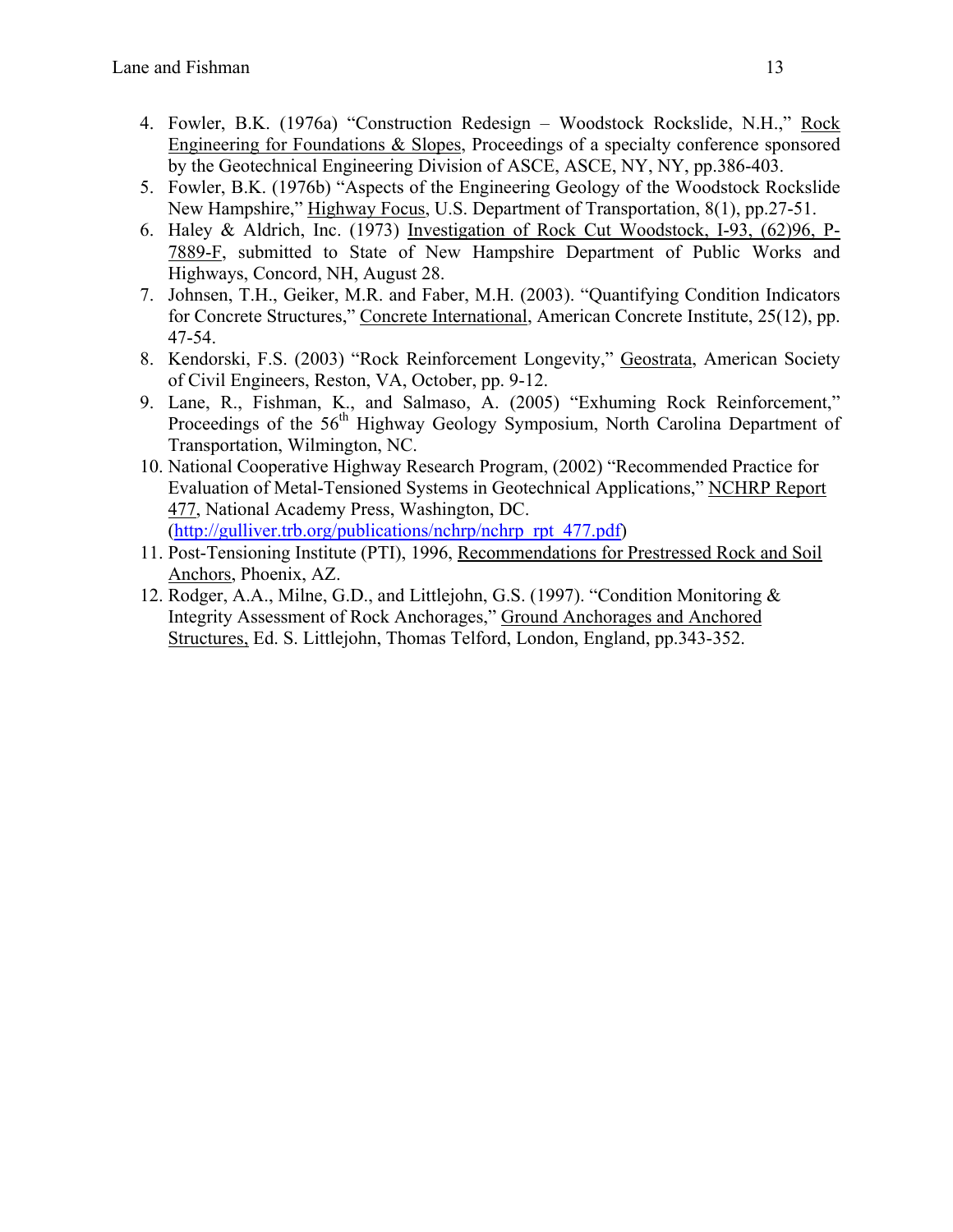4. Fowler, B.K. (1976a) "Construction Redesign – Woodstock Rockslide, N.H.," Rock Engineering for Foundations & Slopes, Proceedings of a specialty conference sponsored by the Geotechnical Engineering Division of ASCE, ASCE, NY, NY, pp.386-403.
5. Fowler, B.K. (1976b) "Aspects of the Engineering Geology of the Woodstock Rockslide New Hampshire," Highway Focus, U.S. Department of Transportation, 8(1), pp.27-51.
6. Haley & Aldrich, Inc. (1973) Investigation of Rock Cut Woodstock, I-93, (62)96, P-7889-F, submitted to State of New Hampshire Department of Public Works and Highways, Concord, NH, August 28.
7. Johnsen, T.H., Geiker, M.R. and Faber, M.H. (2003). "Quantifying Condition Indicators for Concrete Structures," Concrete International, American Concrete Institute, 25(12), pp. 47-54.
8. Kendorski, F.S. (2003) "Rock Reinforcement Longevity," Geostrata, American Society of Civil Engineers, Reston, VA, October, pp. 9-12.
9. Lane, R., Fishman, K., and Salmaso, A. (2005) "Exhuming Rock Reinforcement," Proceedings of the 56th Highway Geology Symposium, North Carolina Department of Transportation, Wilmington, NC.
10. National Cooperative Highway Research Program, (2002) "Recommended Practice for Evaluation of Metal-Tensioned Systems in Geotechnical Applications," NCHRP Report 477, National Academy Press, Washington, DC. (http://gulliver.trb.org/publications/nchrp/nchrp_rpt_477.pdf)
11. Post-Tensioning Institute (PTI), 1996, Recommendations for Prestressed Rock and Soil Anchors, Phoenix, AZ.
12. Rodger, A.A., Milne, G.D., and Littlejohn, G.S. (1997). "Condition Monitoring & Integrity Assessment of Rock Anchorages," Ground Anchorages and Anchored Structures, Ed. S. Littlejohn, Thomas Telford, London, England, pp.343-352.